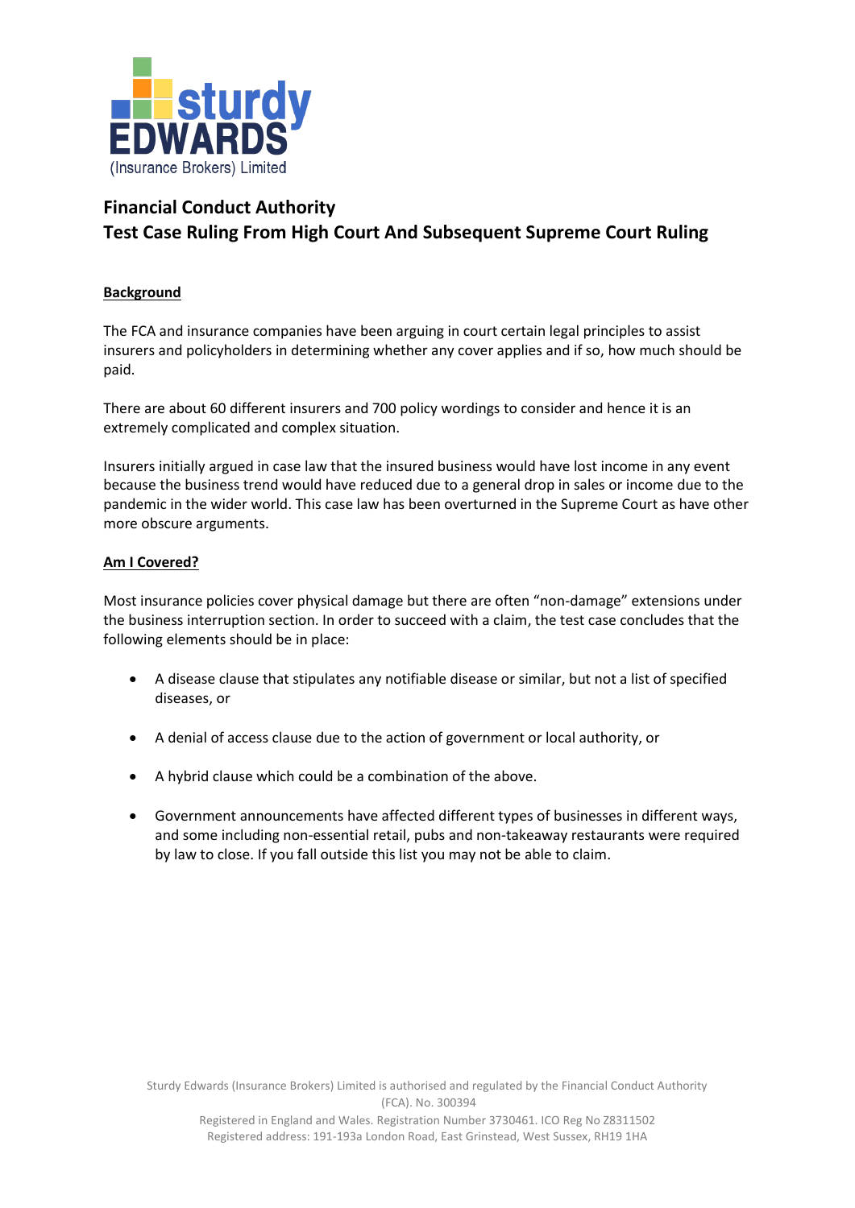sturdy EDWARDS (Insurance Brokers) Limited

# Financial Conduct Authority
# Test Case Ruling From High Court And Subsequent Supreme Court Ruling

## Background

The FCA and insurance companies have been arguing in court certain legal principles to assist insurers and policyholders in determining whether any cover applies and if so, how much should be paid.

There are about 60 different insurers and 700 policy wordings to consider and hence it is an extremely complicated and complex situation.

Insurers initially argued in case law that the insured business would have lost income in any event because the business trend would have reduced due to a general drop in sales or income due to the pandemic in the wider world. This case law has been overturned in the Supreme Court as have other more obscure arguments.

## Am I Covered?

Most insurance policies cover physical damage but there are often "non-damage" extensions under the business interruption section. In order to succeed with a claim, the test case concludes that the following elements should be in place:

- A disease clause that stipulates any notifiable disease or similar, but not a list of specified diseases, or
- A denial of access clause due to the action of government or local authority, or
- A hybrid clause which could be a combination of the above.
- Government announcements have affected different types of businesses in different ways, and some including non-essential retail, pubs and non-takeaway restaurants were required by law to close. If you fall outside this list you may not be able to claim.

Sturdy Edwards (Insurance Brokers) Limited is authorised and regulated by the Financial Conduct Authority (FCA). No. 300394
Registered in England and Wales. Registration Number 3730461. ICO Reg No Z8311502
Registered address: 191-193a London Road, East Grinstead, West Sussex, RH19 1HA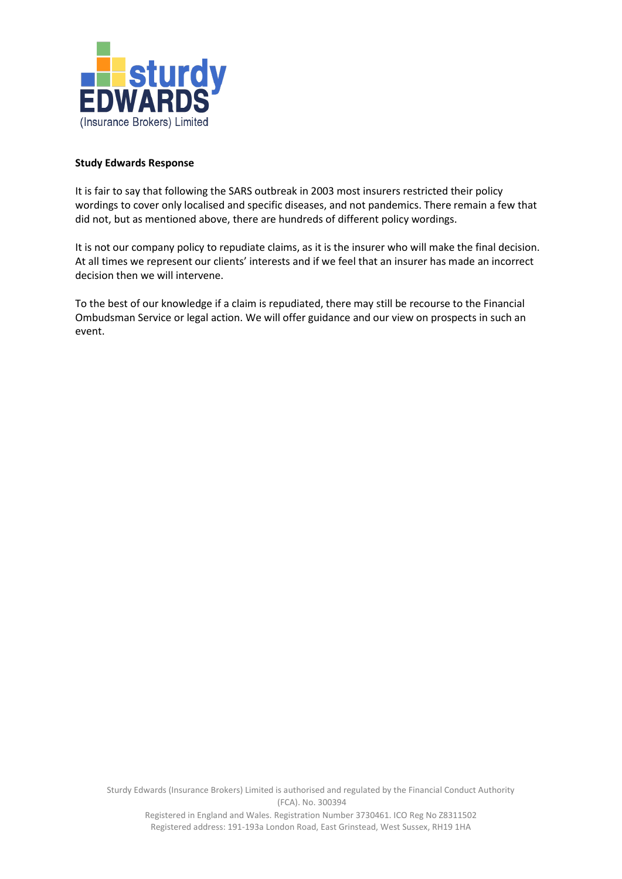**Study Edwards Response**

It is fair to say that following the SARS outbreak in 2003 most insurers restricted their policy wordings to cover only localised and specific diseases, and not pandemics. There remain a few that did not, but as mentioned above, there are hundreds of different policy wordings.

It is not our company policy to repudiate claims, as it is the insurer who will make the final decision. At all times we represent our clients' interests and if we feel that an insurer has made an incorrect decision then we will intervene.

To the best of our knowledge if a claim is repudiated, there may still be recourse to the Financial Ombudsman Service or legal action. We will offer guidance and our view on prospects in such an event.

Sturdy Edwards (Insurance Brokers) Limited is authorised and regulated by the Financial Conduct Authority (FCA). No. 300394
Registered in England and Wales. Registration Number 3730461. ICO Reg No Z8311502
Registered address: 191-193a London Road, East Grinstead, West Sussex, RH19 1HA